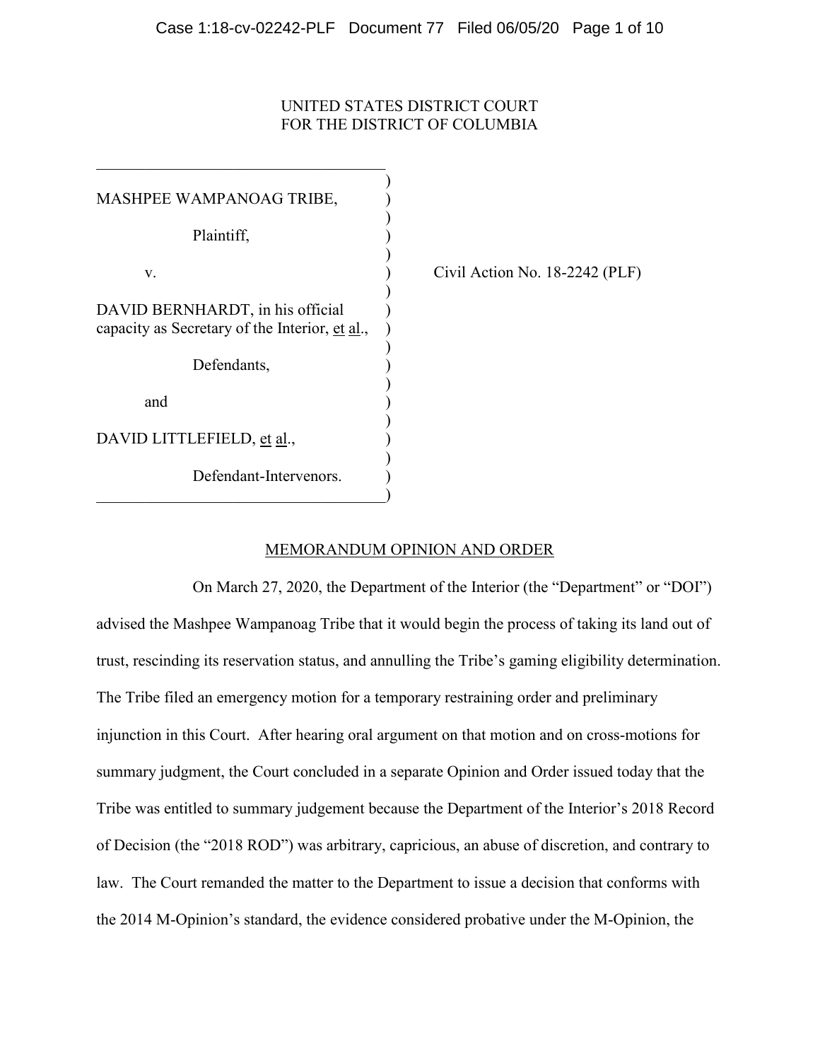UNITED STATES DISTRICT COURT
FOR THE DISTRICT OF COLUMBIA

MASHPEE WAMPANOAG TRIBE,

Plaintiff,

v.

DAVID BERNHARDT, in his official capacity as Secretary of the Interior, et al.,

Defendants,

and

DAVID LITTLEFIELD, et al.,

Defendant-Intervenors.

Civil Action No. 18-2242 (PLF)

## MEMORANDUM OPINION AND ORDER

On March 27, 2020, the Department of the Interior (the "Department" or "DOI") advised the Mashpee Wampanoag Tribe that it would begin the process of taking its land out of trust, rescinding its reservation status, and annulling the Tribe's gaming eligibility determination. The Tribe filed an emergency motion for a temporary restraining order and preliminary injunction in this Court. After hearing oral argument on that motion and on cross-motions for summary judgment, the Court concluded in a separate Opinion and Order issued today that the Tribe was entitled to summary judgement because the Department of the Interior's 2018 Record of Decision (the "2018 ROD") was arbitrary, capricious, an abuse of discretion, and contrary to law. The Court remanded the matter to the Department to issue a decision that conforms with the 2014 M-Opinion's standard, the evidence considered probative under the M-Opinion, the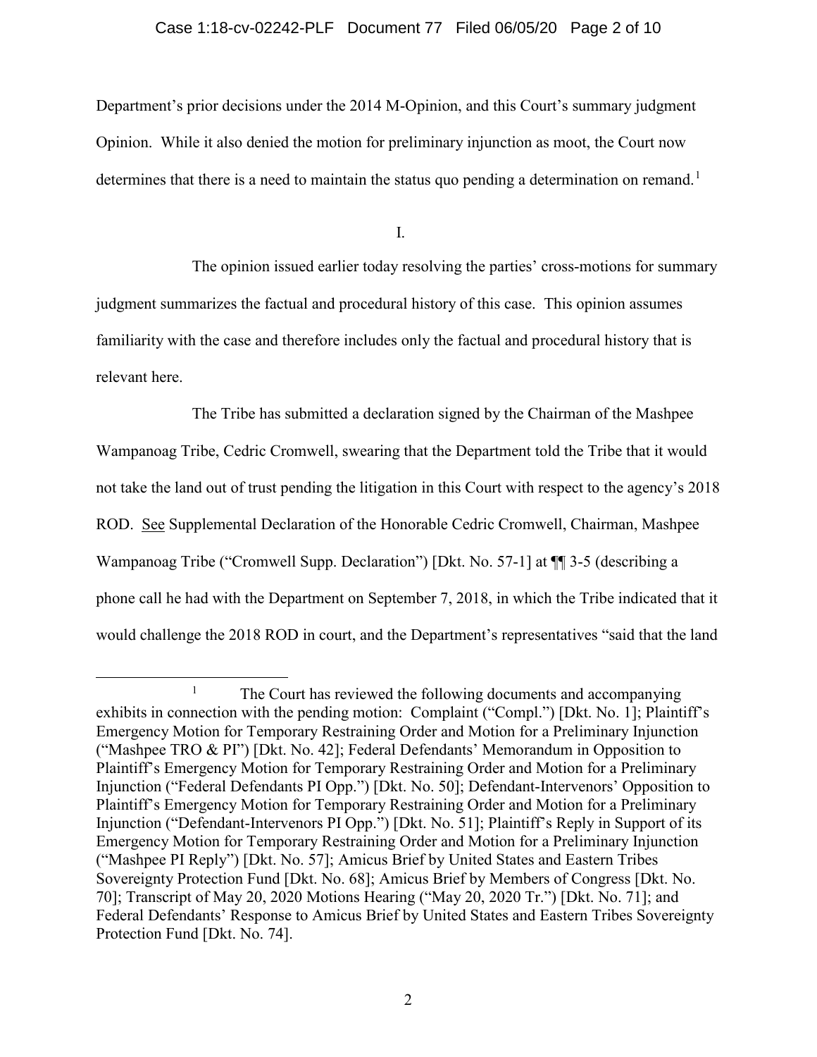Department's prior decisions under the 2014 M-Opinion, and this Court's summary judgment Opinion. While it also denied the motion for preliminary injunction as moot, the Court now determines that there is a need to maintain the status quo pending a determination on remand.[1]

I.

The opinion issued earlier today resolving the parties' cross-motions for summary judgment summarizes the factual and procedural history of this case. This opinion assumes familiarity with the case and therefore includes only the factual and procedural history that is relevant here.

The Tribe has submitted a declaration signed by the Chairman of the Mashpee Wampanoag Tribe, Cedric Cromwell, swearing that the Department told the Tribe that it would not take the land out of trust pending the litigation in this Court with respect to the agency's 2018 ROD. See Supplemental Declaration of the Honorable Cedric Cromwell, Chairman, Mashpee Wampanoag Tribe ("Cromwell Supp. Declaration") [Dkt. No. 57-1] at ¶¶ 3-5 (describing a phone call he had with the Department on September 7, 2018, in which the Tribe indicated that it would challenge the 2018 ROD in court, and the Department's representatives "said that the land

---

[1] The Court has reviewed the following documents and accompanying exhibits in connection with the pending motion: Complaint ("Compl.") [Dkt. No. 1]; Plaintiff's Emergency Motion for Temporary Restraining Order and Motion for a Preliminary Injunction ("Mashpee TRO & PI") [Dkt. No. 42]; Federal Defendants' Memorandum in Opposition to Plaintiff's Emergency Motion for Temporary Restraining Order and Motion for a Preliminary Injunction ("Federal Defendants PI Opp.") [Dkt. No. 50]; Defendant-Intervenors' Opposition to Plaintiff's Emergency Motion for Temporary Restraining Order and Motion for a Preliminary Injunction ("Defendant-Intervenors PI Opp.") [Dkt. No. 51]; Plaintiff's Reply in Support of its Emergency Motion for Temporary Restraining Order and Motion for a Preliminary Injunction ("Mashpee PI Reply") [Dkt. No. 57]; Amicus Brief by United States and Eastern Tribes Sovereignty Protection Fund [Dkt. No. 68]; Amicus Brief by Members of Congress [Dkt. No. 70]; Transcript of May 20, 2020 Motions Hearing ("May 20, 2020 Tr.") [Dkt. No. 71]; and Federal Defendants' Response to Amicus Brief by United States and Eastern Tribes Sovereignty Protection Fund [Dkt. No. 74].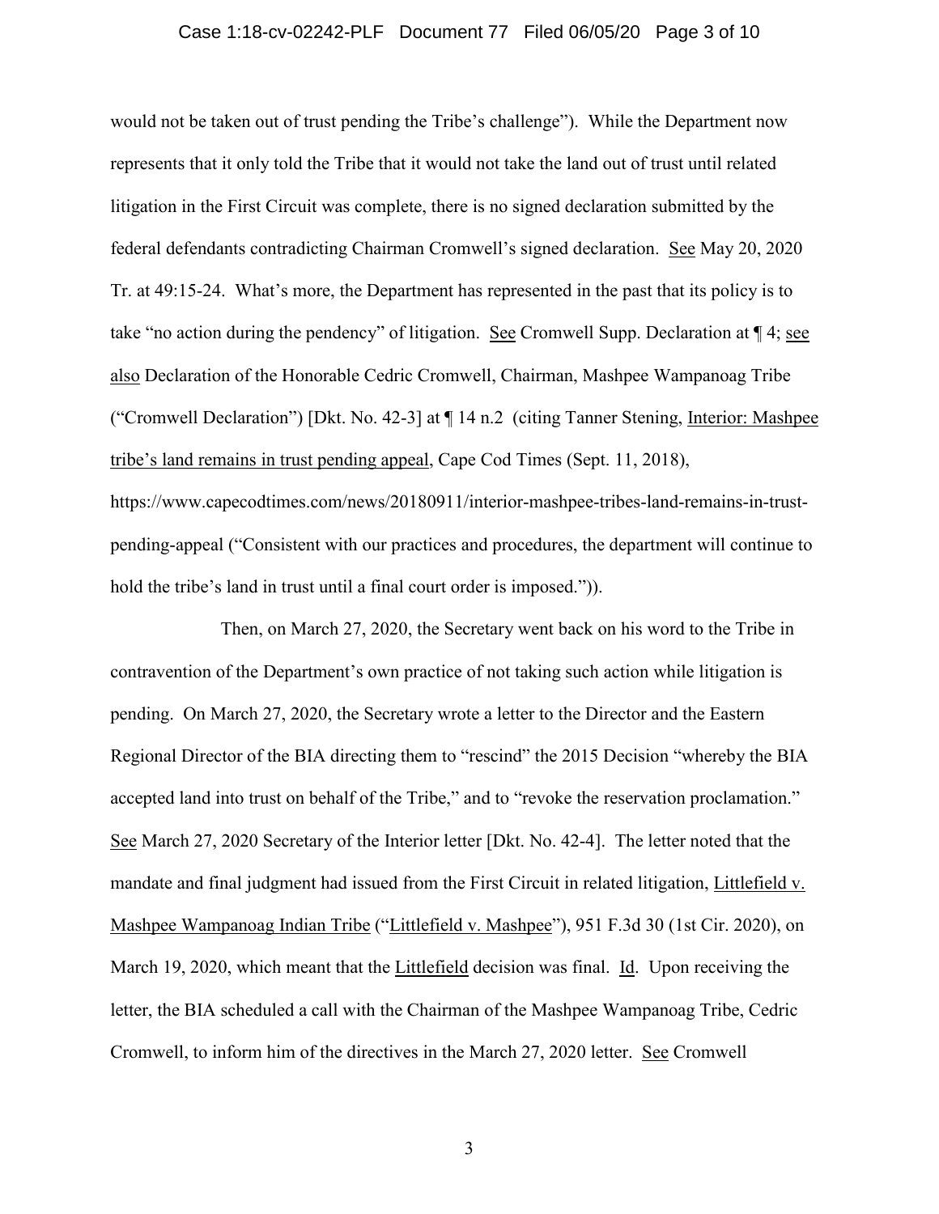would not be taken out of trust pending the Tribe's challenge"). While the Department now represents that it only told the Tribe that it would not take the land out of trust until related litigation in the First Circuit was complete, there is no signed declaration submitted by the federal defendants contradicting Chairman Cromwell's signed declaration. See May 20, 2020 Tr. at 49:15-24. What's more, the Department has represented in the past that its policy is to take "no action during the pendency" of litigation. See Cromwell Supp. Declaration at ¶ 4; see also Declaration of the Honorable Cedric Cromwell, Chairman, Mashpee Wampanoag Tribe ("Cromwell Declaration") [Dkt. No. 42-3] at ¶ 14 n.2 (citing Tanner Stening, Interior: Mashpee tribe's land remains in trust pending appeal, Cape Cod Times (Sept. 11, 2018), https://www.capecodtimes.com/news/20180911/interior-mashpee-tribes-land-remains-in-trust-pending-appeal ("Consistent with our practices and procedures, the department will continue to hold the tribe's land in trust until a final court order is imposed.")).

Then, on March 27, 2020, the Secretary went back on his word to the Tribe in contravention of the Department's own practice of not taking such action while litigation is pending. On March 27, 2020, the Secretary wrote a letter to the Director and the Eastern Regional Director of the BIA directing them to "rescind" the 2015 Decision "whereby the BIA accepted land into trust on behalf of the Tribe," and to "revoke the reservation proclamation." See March 27, 2020 Secretary of the Interior letter [Dkt. No. 42-4]. The letter noted that the mandate and final judgment had issued from the First Circuit in related litigation, Littlefield v. Mashpee Wampanoag Indian Tribe ("Littlefield v. Mashpee"), 951 F.3d 30 (1st Cir. 2020), on March 19, 2020, which meant that the Littlefield decision was final. Id. Upon receiving the letter, the BIA scheduled a call with the Chairman of the Mashpee Wampanoag Tribe, Cedric Cromwell, to inform him of the directives in the March 27, 2020 letter. See Cromwell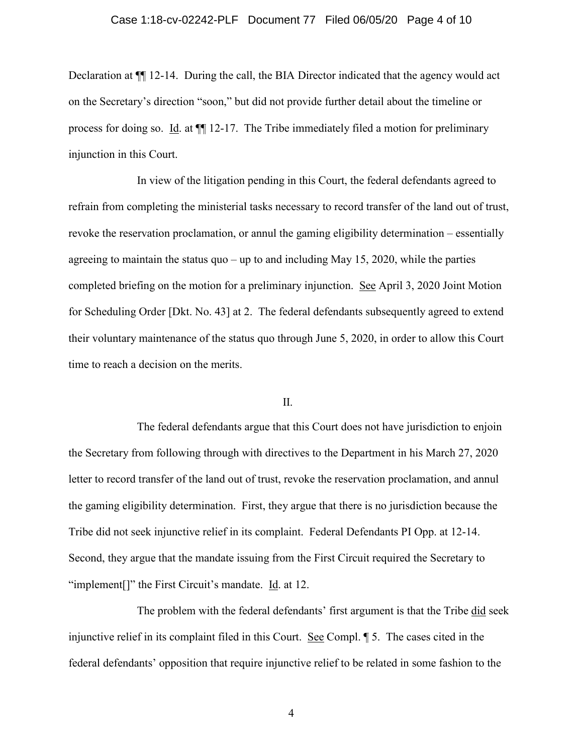Declaration at ¶¶ 12-14. During the call, the BIA Director indicated that the agency would act on the Secretary's direction "soon," but did not provide further detail about the timeline or process for doing so. Id. at ¶¶ 12-17. The Tribe immediately filed a motion for preliminary injunction in this Court.

In view of the litigation pending in this Court, the federal defendants agreed to refrain from completing the ministerial tasks necessary to record transfer of the land out of trust, revoke the reservation proclamation, or annul the gaming eligibility determination – essentially agreeing to maintain the status quo – up to and including May 15, 2020, while the parties completed briefing on the motion for a preliminary injunction. See April 3, 2020 Joint Motion for Scheduling Order [Dkt. No. 43] at 2. The federal defendants subsequently agreed to extend their voluntary maintenance of the status quo through June 5, 2020, in order to allow this Court time to reach a decision on the merits.

## II.

The federal defendants argue that this Court does not have jurisdiction to enjoin the Secretary from following through with directives to the Department in his March 27, 2020 letter to record transfer of the land out of trust, revoke the reservation proclamation, and annul the gaming eligibility determination. First, they argue that there is no jurisdiction because the Tribe did not seek injunctive relief in its complaint. Federal Defendants PI Opp. at 12-14. Second, they argue that the mandate issuing from the First Circuit required the Secretary to "implement[]" the First Circuit's mandate. Id. at 12.

The problem with the federal defendants' first argument is that the Tribe did seek injunctive relief in its complaint filed in this Court. See Compl. ¶ 5. The cases cited in the federal defendants' opposition that require injunctive relief to be related in some fashion to the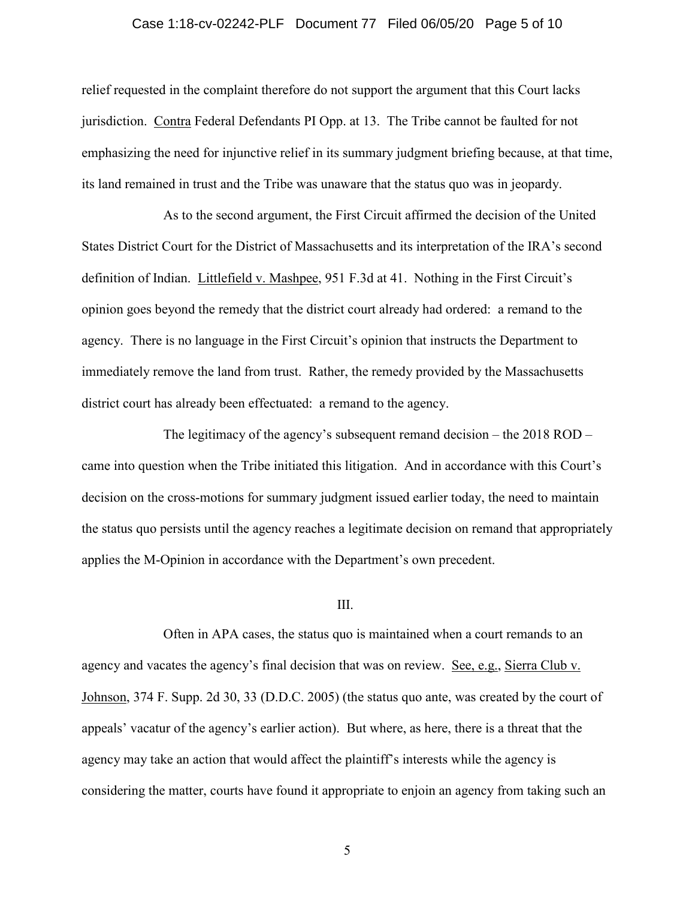relief requested in the complaint therefore do not support the argument that this Court lacks jurisdiction. Contra Federal Defendants PI Opp. at 13. The Tribe cannot be faulted for not emphasizing the need for injunctive relief in its summary judgment briefing because, at that time, its land remained in trust and the Tribe was unaware that the status quo was in jeopardy.

As to the second argument, the First Circuit affirmed the decision of the United States District Court for the District of Massachusetts and its interpretation of the IRA's second definition of Indian. Littlefield v. Mashpee, 951 F.3d at 41. Nothing in the First Circuit's opinion goes beyond the remedy that the district court already had ordered: a remand to the agency. There is no language in the First Circuit's opinion that instructs the Department to immediately remove the land from trust. Rather, the remedy provided by the Massachusetts district court has already been effectuated: a remand to the agency.

The legitimacy of the agency's subsequent remand decision – the 2018 ROD – came into question when the Tribe initiated this litigation. And in accordance with this Court's decision on the cross-motions for summary judgment issued earlier today, the need to maintain the status quo persists until the agency reaches a legitimate decision on remand that appropriately applies the M-Opinion in accordance with the Department's own precedent.

## III.

Often in APA cases, the status quo is maintained when a court remands to an agency and vacates the agency's final decision that was on review. See, e.g., Sierra Club v. Johnson, 374 F. Supp. 2d 30, 33 (D.D.C. 2005) (the status quo ante, was created by the court of appeals' vacatur of the agency's earlier action). But where, as here, there is a threat that the agency may take an action that would affect the plaintiff's interests while the agency is considering the matter, courts have found it appropriate to enjoin an agency from taking such an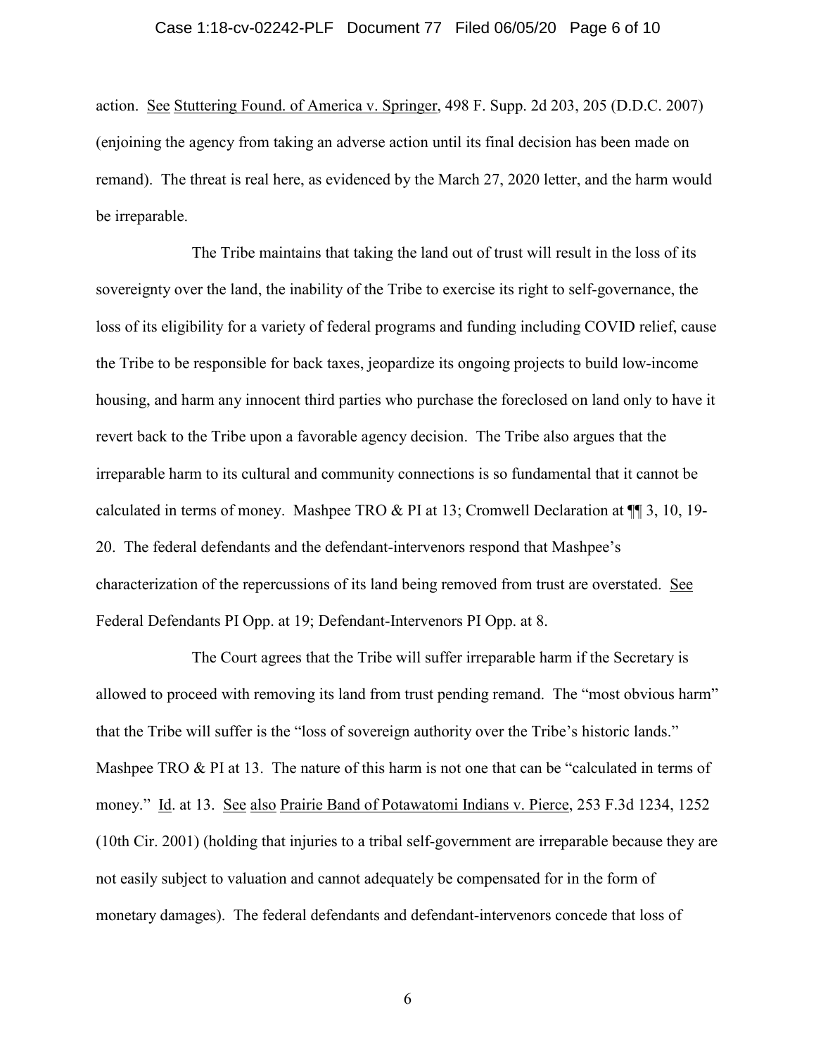action. See Stuttering Found. of America v. Springer, 498 F. Supp. 2d 203, 205 (D.D.C. 2007) (enjoining the agency from taking an adverse action until its final decision has been made on remand). The threat is real here, as evidenced by the March 27, 2020 letter, and the harm would be irreparable.

The Tribe maintains that taking the land out of trust will result in the loss of its sovereignty over the land, the inability of the Tribe to exercise its right to self-governance, the loss of its eligibility for a variety of federal programs and funding including COVID relief, cause the Tribe to be responsible for back taxes, jeopardize its ongoing projects to build low-income housing, and harm any innocent third parties who purchase the foreclosed on land only to have it revert back to the Tribe upon a favorable agency decision. The Tribe also argues that the irreparable harm to its cultural and community connections is so fundamental that it cannot be calculated in terms of money. Mashpee TRO & PI at 13; Cromwell Declaration at ¶¶ 3, 10, 19-20. The federal defendants and the defendant-intervenors respond that Mashpee's characterization of the repercussions of its land being removed from trust are overstated. See Federal Defendants PI Opp. at 19; Defendant-Intervenors PI Opp. at 8.

The Court agrees that the Tribe will suffer irreparable harm if the Secretary is allowed to proceed with removing its land from trust pending remand. The "most obvious harm" that the Tribe will suffer is the "loss of sovereign authority over the Tribe's historic lands." Mashpee TRO & PI at 13. The nature of this harm is not one that can be "calculated in terms of money." Id. at 13. See also Prairie Band of Potawatomi Indians v. Pierce, 253 F.3d 1234, 1252 (10th Cir. 2001) (holding that injuries to a tribal self-government are irreparable because they are not easily subject to valuation and cannot adequately be compensated for in the form of monetary damages). The federal defendants and defendant-intervenors concede that loss of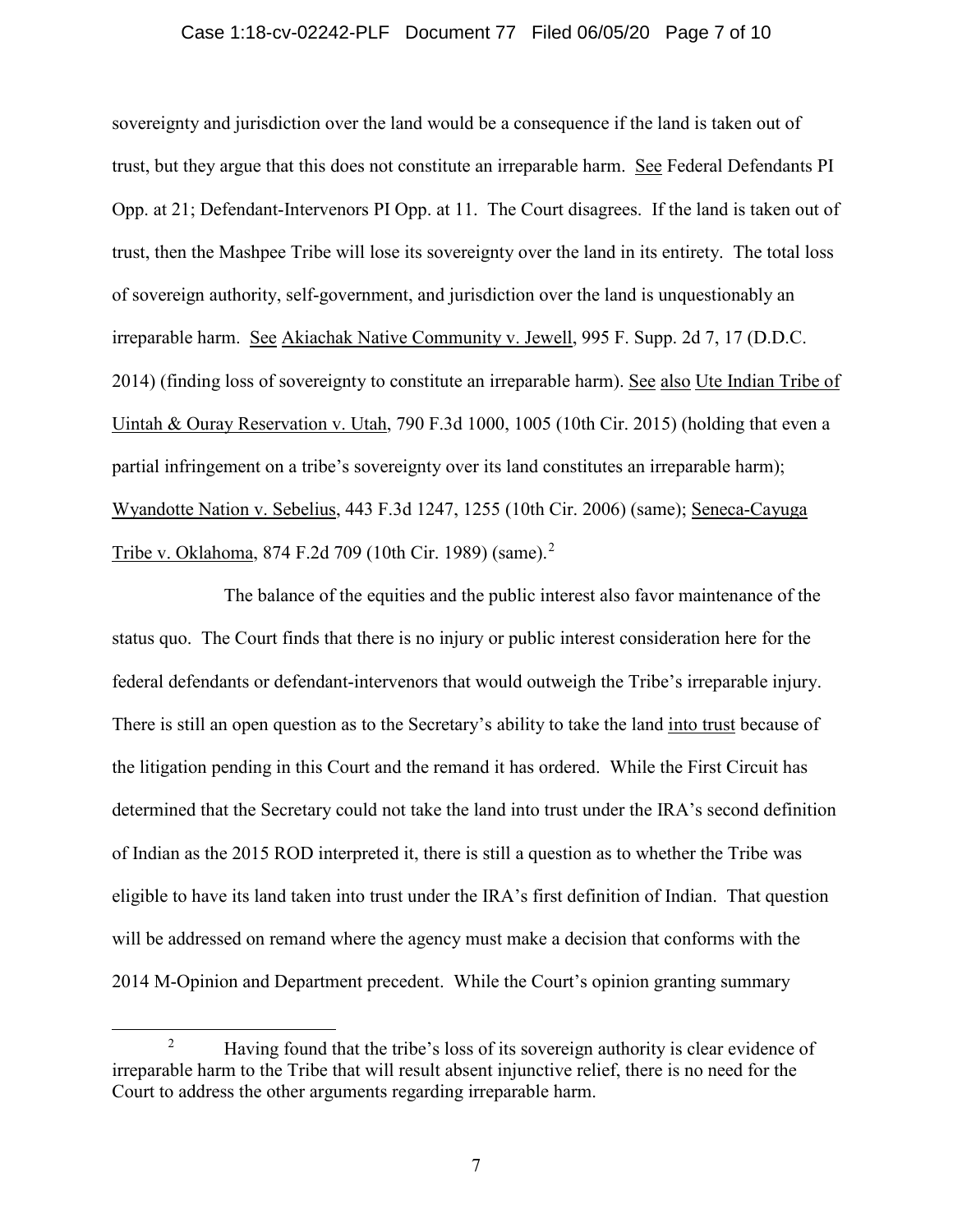sovereignty and jurisdiction over the land would be a consequence if the land is taken out of trust, but they argue that this does not constitute an irreparable harm. See Federal Defendants PI Opp. at 21; Defendant-Intervenors PI Opp. at 11. The Court disagrees. If the land is taken out of trust, then the Mashpee Tribe will lose its sovereignty over the land in its entirety. The total loss of sovereign authority, self-government, and jurisdiction over the land is unquestionably an irreparable harm. See Akiachak Native Community v. Jewell, 995 F. Supp. 2d 7, 17 (D.D.C. 2014) (finding loss of sovereignty to constitute an irreparable harm). See also Ute Indian Tribe of Uintah & Ouray Reservation v. Utah, 790 F.3d 1000, 1005 (10th Cir. 2015) (holding that even a partial infringement on a tribe's sovereignty over its land constitutes an irreparable harm); Wyandotte Nation v. Sebelius, 443 F.3d 1247, 1255 (10th Cir. 2006) (same); Seneca-Cayuga Tribe v. Oklahoma, 874 F.2d 709 (10th Cir. 1989) (same).[2]

The balance of the equities and the public interest also favor maintenance of the status quo. The Court finds that there is no injury or public interest consideration here for the federal defendants or defendant-intervenors that would outweigh the Tribe's irreparable injury. There is still an open question as to the Secretary's ability to take the land into trust because of the litigation pending in this Court and the remand it has ordered. While the First Circuit has determined that the Secretary could not take the land into trust under the IRA's second definition of Indian as the 2015 ROD interpreted it, there is still a question as to whether the Tribe was eligible to have its land taken into trust under the IRA's first definition of Indian. That question will be addressed on remand where the agency must make a decision that conforms with the 2014 M-Opinion and Department precedent. While the Court's opinion granting summary

[2] Having found that the tribe's loss of its sovereign authority is clear evidence of irreparable harm to the Tribe that will result absent injunctive relief, there is no need for the Court to address the other arguments regarding irreparable harm.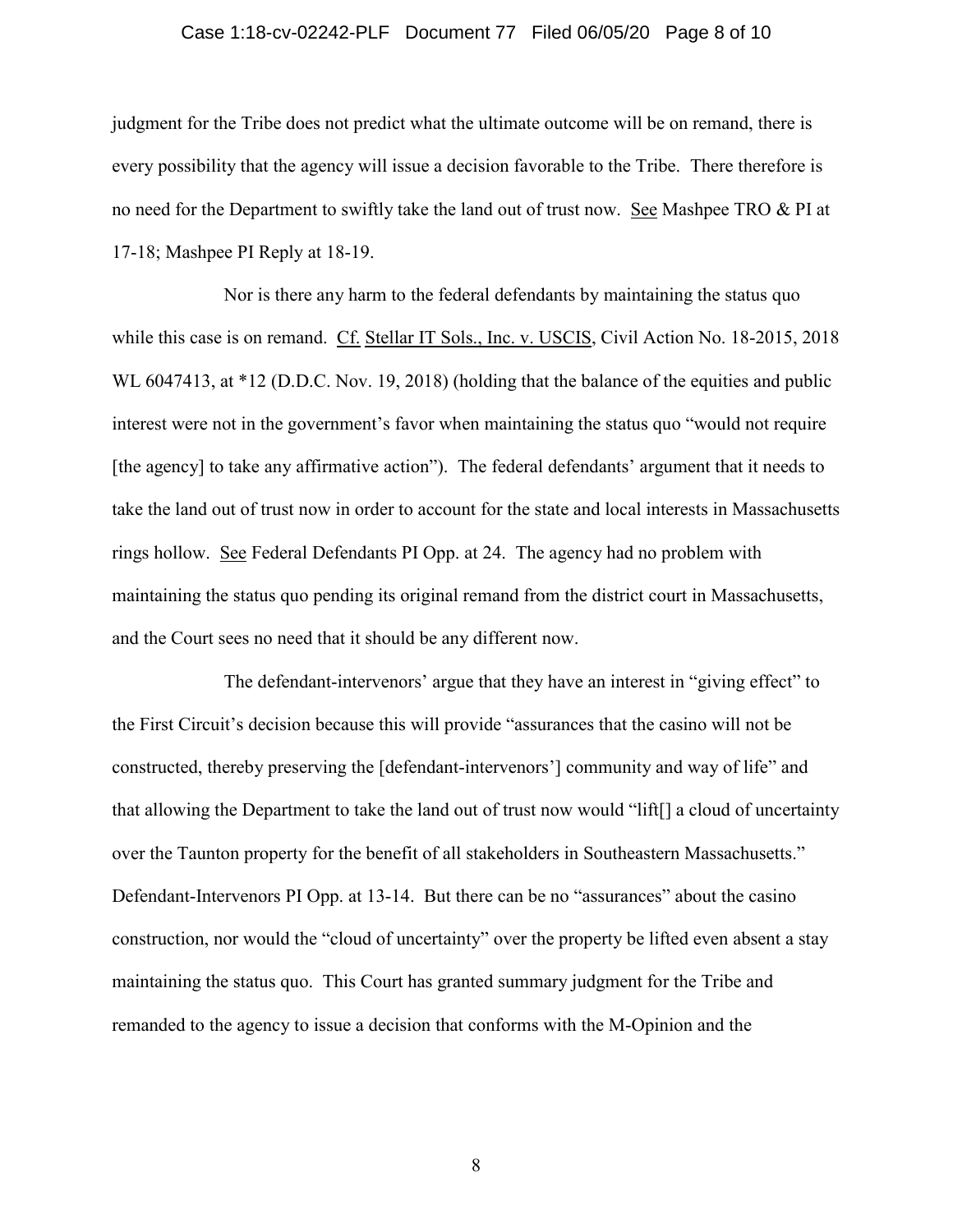judgment for the Tribe does not predict what the ultimate outcome will be on remand, there is every possibility that the agency will issue a decision favorable to the Tribe. There therefore is no need for the Department to swiftly take the land out of trust now. See Mashpee TRO & PI at 17-18; Mashpee PI Reply at 18-19.

Nor is there any harm to the federal defendants by maintaining the status quo while this case is on remand. Cf. Stellar IT Sols., Inc. v. USCIS, Civil Action No. 18-2015, 2018 WL 6047413, at *12 (D.D.C. Nov. 19, 2018) (holding that the balance of the equities and public interest were not in the government's favor when maintaining the status quo "would not require [the agency] to take any affirmative action"). The federal defendants' argument that it needs to take the land out of trust now in order to account for the state and local interests in Massachusetts rings hollow. See Federal Defendants PI Opp. at 24. The agency had no problem with maintaining the status quo pending its original remand from the district court in Massachusetts, and the Court sees no need that it should be any different now.

The defendant-intervenors' argue that they have an interest in "giving effect" to the First Circuit's decision because this will provide "assurances that the casino will not be constructed, thereby preserving the [defendant-intervenors'] community and way of life" and that allowing the Department to take the land out of trust now would "lift[] a cloud of uncertainty over the Taunton property for the benefit of all stakeholders in Southeastern Massachusetts." Defendant-Intervenors PI Opp. at 13-14. But there can be no "assurances" about the casino construction, nor would the "cloud of uncertainty" over the property be lifted even absent a stay maintaining the status quo. This Court has granted summary judgment for the Tribe and remanded to the agency to issue a decision that conforms with the M-Opinion and the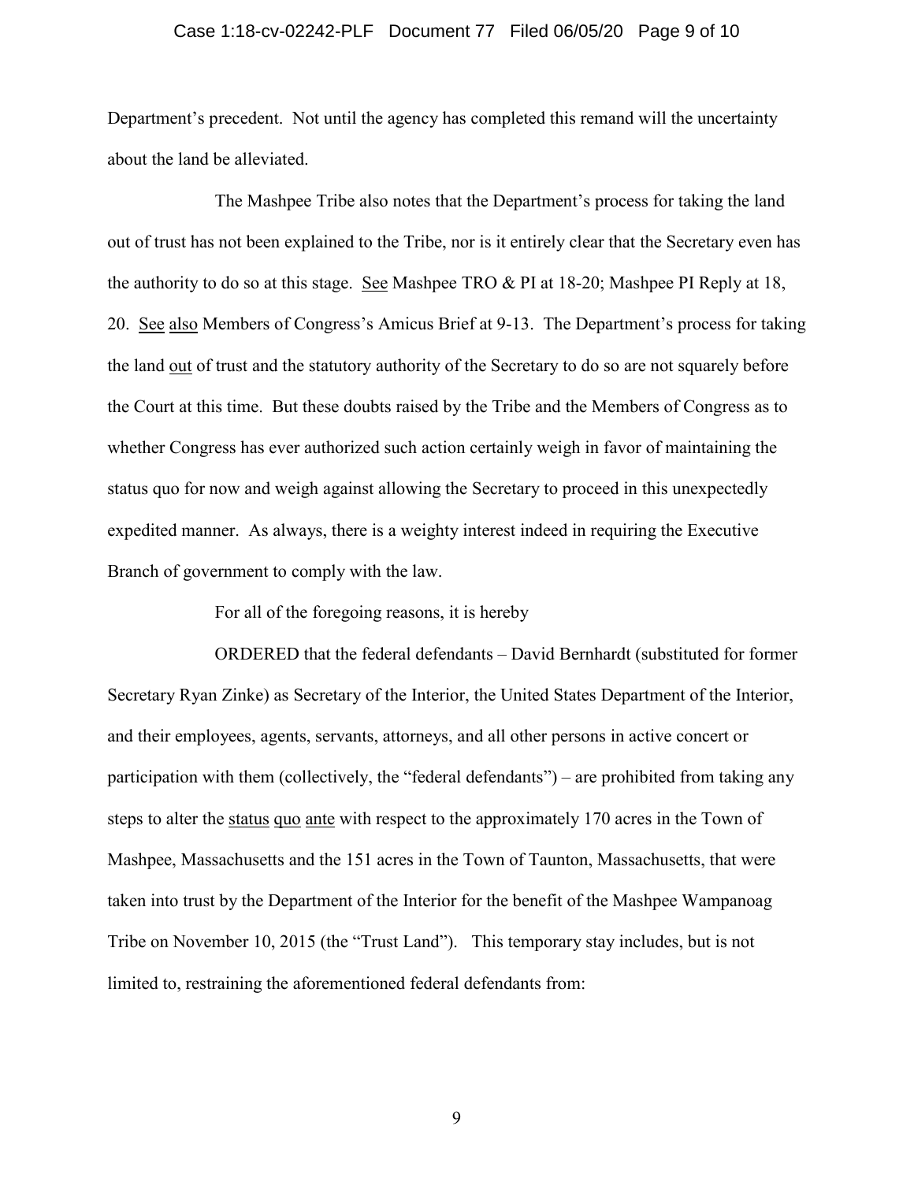Department's precedent. Not until the agency has completed this remand will the uncertainty about the land be alleviated.

The Mashpee Tribe also notes that the Department's process for taking the land out of trust has not been explained to the Tribe, nor is it entirely clear that the Secretary even has the authority to do so at this stage. See Mashpee TRO & PI at 18-20; Mashpee PI Reply at 18, 20. See also Members of Congress's Amicus Brief at 9-13. The Department's process for taking the land out of trust and the statutory authority of the Secretary to do so are not squarely before the Court at this time. But these doubts raised by the Tribe and the Members of Congress as to whether Congress has ever authorized such action certainly weigh in favor of maintaining the status quo for now and weigh against allowing the Secretary to proceed in this unexpectedly expedited manner. As always, there is a weighty interest indeed in requiring the Executive Branch of government to comply with the law.

For all of the foregoing reasons, it is hereby

ORDERED that the federal defendants – David Bernhardt (substituted for former Secretary Ryan Zinke) as Secretary of the Interior, the United States Department of the Interior, and their employees, agents, servants, attorneys, and all other persons in active concert or participation with them (collectively, the "federal defendants") – are prohibited from taking any steps to alter the status quo ante with respect to the approximately 170 acres in the Town of Mashpee, Massachusetts and the 151 acres in the Town of Taunton, Massachusetts, that were taken into trust by the Department of the Interior for the benefit of the Mashpee Wampanoag Tribe on November 10, 2015 (the "Trust Land"). This temporary stay includes, but is not limited to, restraining the aforementioned federal defendants from: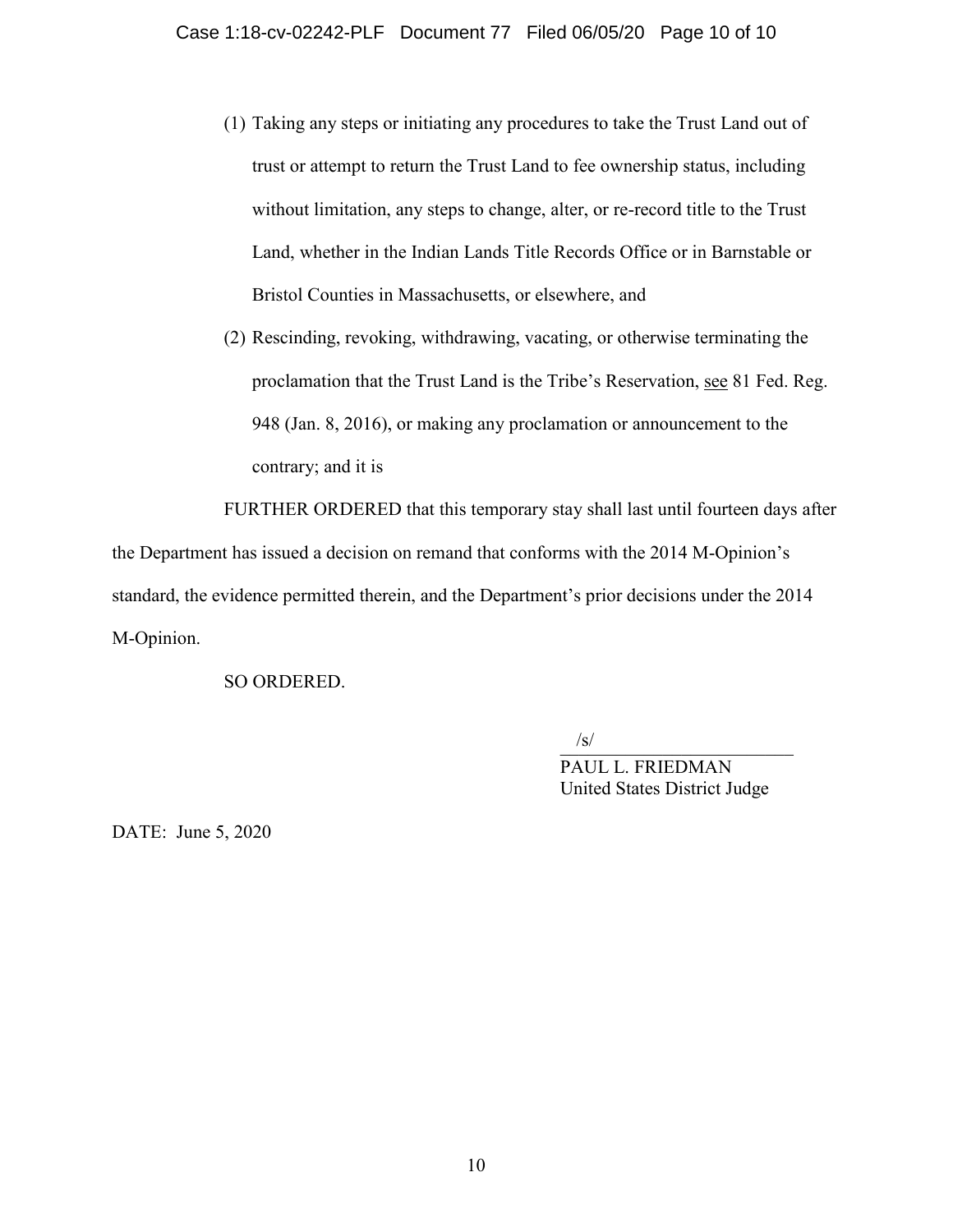(1) Taking any steps or initiating any procedures to take the Trust Land out of trust or attempt to return the Trust Land to fee ownership status, including without limitation, any steps to change, alter, or re-record title to the Trust Land, whether in the Indian Lands Title Records Office or in Barnstable or Bristol Counties in Massachusetts, or elsewhere, and

(2) Rescinding, revoking, withdrawing, vacating, or otherwise terminating the proclamation that the Trust Land is the Tribe's Reservation, see 81 Fed. Reg. 948 (Jan. 8, 2016), or making any proclamation or announcement to the contrary; and it is

FURTHER ORDERED that this temporary stay shall last until fourteen days after the Department has issued a decision on remand that conforms with the 2014 M-Opinion's standard, the evidence permitted therein, and the Department's prior decisions under the 2014 M-Opinion.

SO ORDERED.

/s/
PAUL L. FRIEDMAN
United States District Judge

DATE: June 5, 2020